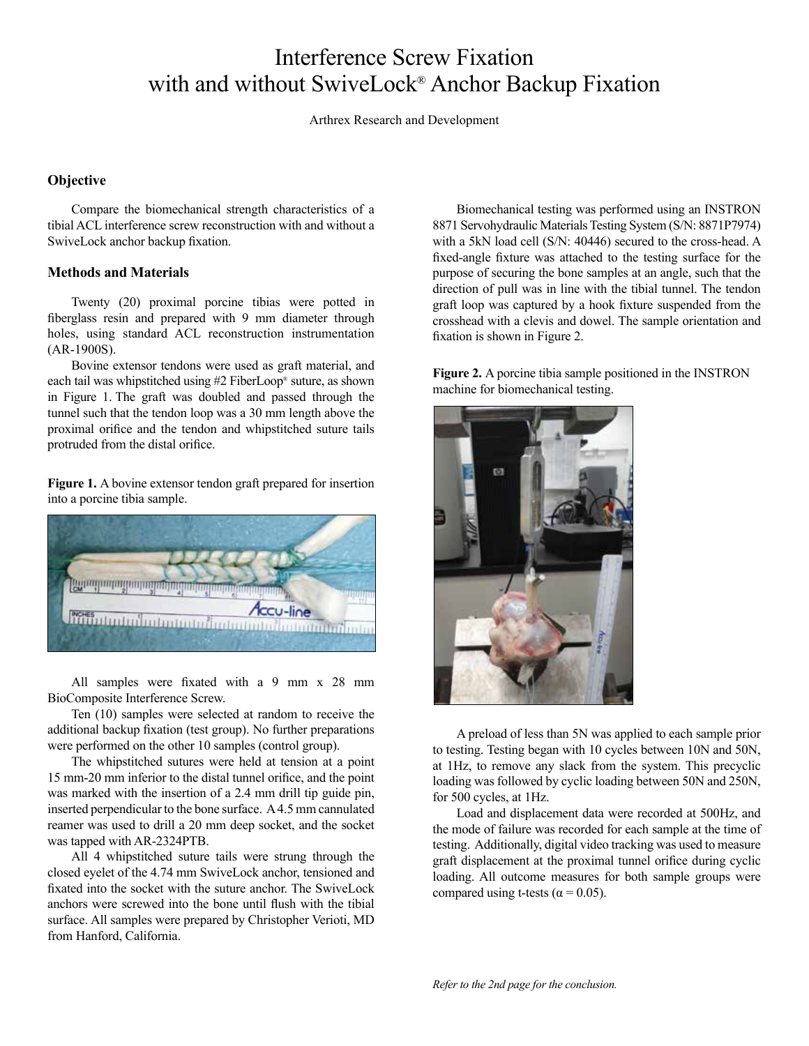# Interference Screw Fixation with and without SwiveLock® Anchor Backup Fixation

Arthrex Research and Development

### Objective

Compare the biomechanical strength characteristics of a tibial ACL interference screw reconstruction with and without a SwiveLock anchor backup fixation.

### Methods and Materials

Twenty (20) proximal porcine tibias were potted in fiberglass resin and prepared with 9 mm diameter through holes, using standard ACL reconstruction instrumentation (AR-1900S).

Bovine extensor tendons were used as graft material, and each tail was whipstitched using #2 FiberLoop® suture, as shown in Figure 1. The graft was doubled and passed through the tunnel such that the tendon loop was a 30 mm length above the proximal orifice and the tendon and whipstitched suture tails protruded from the distal orifice.

**Figure 1.** A bovine extensor tendon graft prepared for insertion into a porcine tibia sample.

All samples were fixated with a 9 mm x 28 mm BioComposite Interference Screw.

Ten (10) samples were selected at random to receive the additional backup fixation (test group). No further preparations were performed on the other 10 samples (control group).

The whipstitched sutures were held at tension at a point 15 mm-20 mm inferior to the distal tunnel orifice, and the point was marked with the insertion of a 2.4 mm drill tip guide pin, inserted perpendicular to the bone surface. A 4.5 mm cannulated reamer was used to drill a 20 mm deep socket, and the socket was tapped with AR-2324PTB.

All 4 whipstitched suture tails were strung through the closed eyelet of the 4.74 mm SwiveLock anchor, tensioned and fixated into the socket with the suture anchor. The SwiveLock anchors were screwed into the bone until flush with the tibial surface. All samples were prepared by Christopher Verioti, MD from Hanford, California.

Biomechanical testing was performed using an INSTRON 8871 Servohydraulic Materials Testing System (S/N: 8871P7974) with a 5kN load cell (S/N: 40446) secured to the cross-head. A fixed-angle fixture was attached to the testing surface for the purpose of securing the bone samples at an angle, such that the direction of pull was in line with the tibial tunnel. The tendon graft loop was captured by a hook fixture suspended from the crosshead with a clevis and dowel. The sample orientation and fixation is shown in Figure 2.

**Figure 2.** A porcine tibia sample positioned in the INSTRON machine for biomechanical testing.

A preload of less than 5N was applied to each sample prior to testing. Testing began with 10 cycles between 10N and 50N, at 1Hz, to remove any slack from the system. This precyclic loading was followed by cyclic loading between 50N and 250N, for 500 cycles, at 1Hz.

Load and displacement data were recorded at 500Hz, and the mode of failure was recorded for each sample at the time of testing. Additionally, digital video tracking was used to measure graft displacement at the proximal tunnel orifice during cyclic loading. All outcome measures for both sample groups were compared using t-tests ($\alpha = 0.05$).

*Refer to the 2nd page for the conclusion.*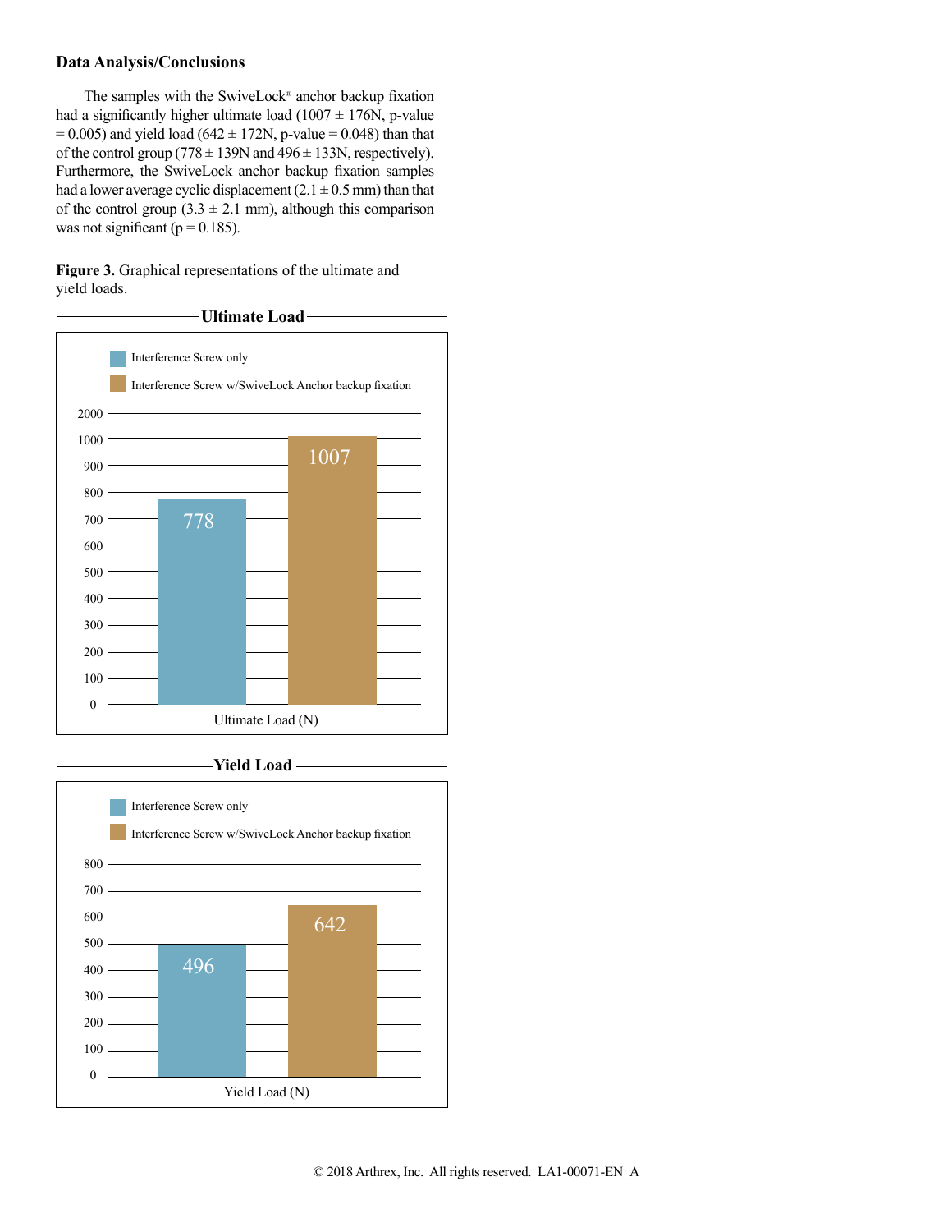## Data Analysis/Conclusions

The samples with the SwiveLock® anchor backup fixation had a significantly higher ultimate load (1007 ± 176N, p-value = 0.005) and yield load (642 ± 172N, p-value = 0.048) than that of the control group (778 ± 139N and 496 ± 133N, respectively). Furthermore, the SwiveLock anchor backup fixation samples had a lower average cyclic displacement (2.1 ± 0.5 mm) than that of the control group (3.3 ± 2.1 mm), although this comparison was not significant (p = 0.185).

**Figure 3.** Graphical representations of the ultimate and yield loads.

**Ultimate Load**

Interference Screw only

Interference Screw w/SwiveLock Anchor backup fixation

2000
1000
900
800
700
600
500
400
300
200
100
0

778

1007

Ultimate Load (N)

**Yield Load**

Interference Screw only

Interference Screw w/SwiveLock Anchor backup fixation

800
700
600
500
400
300
200
100
0

496

642

Yield Load (N)

© 2018 Arthrex, Inc. All rights reserved. LA1-00071-EN_A